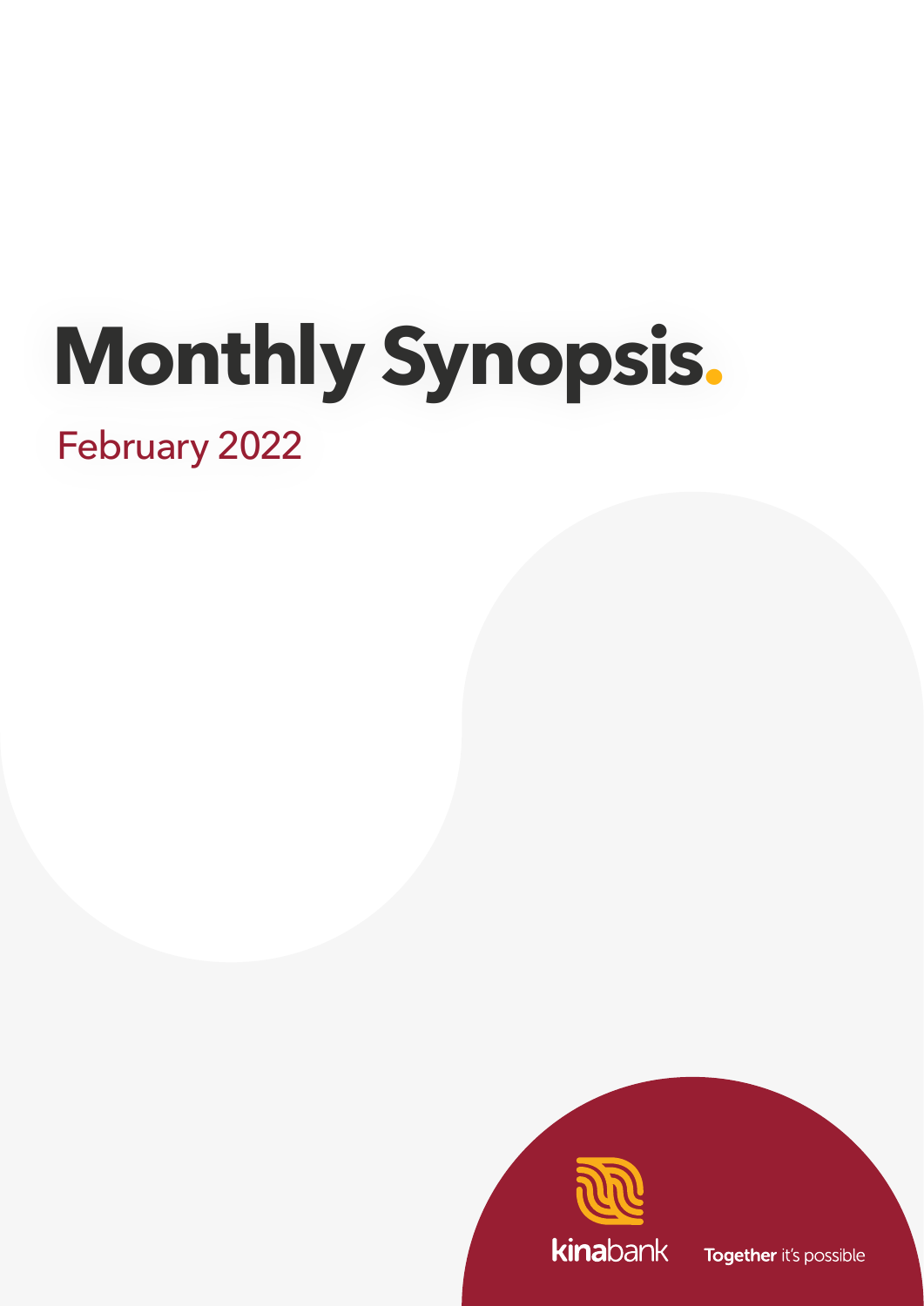# Monthly Synopsis.

February 2022

kinabank

Together it's possible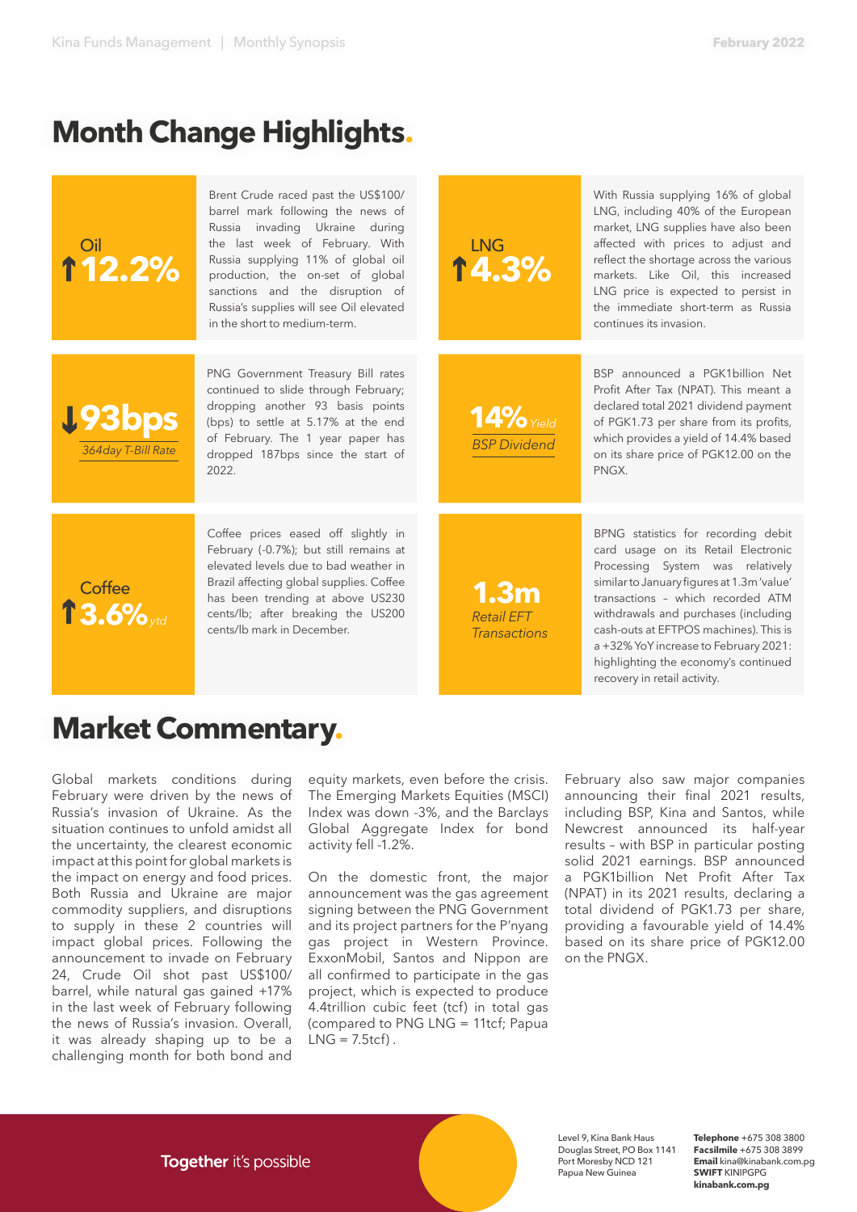# Month Change Highlights.

**Oil ↑12.2%**

Brent Crude raced past the US$100/barrel mark following the news of Russia invading Ukraine during the last week of February. With Russia supplying 11% of global oil production, the on-set of global sanctions and the disruption of Russia's supplies will see Oil elevated in the short to medium-term.

**LNG ↑4.3%**

With Russia supplying 16% of global LNG, including 40% of the European market, LNG supplies have also been affected with prices to adjust and reflect the shortage across the various markets. Like Oil, this increased LNG price is expected to persist in the immediate short-term as Russia continues its invasion.

**↓93bps** *364day T-Bill Rate*

PNG Government Treasury Bill rates continued to slide through February; dropping another 93 basis points (bps) to settle at 5.17% at the end of February. The 1 year paper has dropped 187bps since the start of 2022.

**14%** *Yield* *BSP Dividend*

BSP announced a PGK1billion Net Profit After Tax (NPAT). This meant a declared total 2021 dividend payment of PGK1.73 per share from its profits, which provides a yield of 14.4% based on its share price of PGK12.00 on the PNGX.

**Coffee ↑3.6%** *ytd*

Coffee prices eased off slightly in February (-0.7%); but still remains at elevated levels due to bad weather in Brazil affecting global supplies. Coffee has been trending at above US230 cents/lb; after breaking the US200 cents/lb mark in December.

**1.3m** *Retail EFT Transactions*

BPNG statistics for recording debit card usage on its Retail Electronic Processing System was relatively similar to January figures at 1.3m 'value' transactions – which recorded ATM withdrawals and purchases (including cash-outs at EFTPOS machines). This is a +32% YoY increase to February 2021: highlighting the economy's continued recovery in retail activity.

# Market Commentary.

Global markets conditions during February were driven by the news of Russia's invasion of Ukraine. As the situation continues to unfold amidst all the uncertainty, the clearest economic impact at this point for global markets is the impact on energy and food prices. Both Russia and Ukraine are major commodity suppliers, and disruptions to supply in these 2 countries will impact global prices. Following the announcement to invade on February 24, Crude Oil shot past US$100/barrel, while natural gas gained +17% in the last week of February following the news of Russia's invasion. Overall, it was already shaping up to be a challenging month for both bond and equity markets, even before the crisis. The Emerging Markets Equities (MSCI) Index was down -3%, and the Barclays Global Aggregate Index for bond activity fell -1.2%.

On the domestic front, the major announcement was the gas agreement signing between the PNG Government and its project partners for the P'nyang gas project in Western Province. ExxonMobil, Santos and Nippon are all confirmed to participate in the gas project, which is expected to produce 4.4trillion cubic feet (tcf) in total gas (compared to PNG LNG = 11tcf; Papua LNG = 7.5tcf) .

February also saw major companies announcing their final 2021 results, including BSP, Kina and Santos, while Newcrest announced its half-year results – with BSP in particular posting solid 2021 earnings. BSP announced a PGK1billion Net Profit After Tax (NPAT) in its 2021 results, declaring a total dividend of PGK1.73 per share, providing a favourable yield of 14.4% based on its share price of PGK12.00 on the PNGX.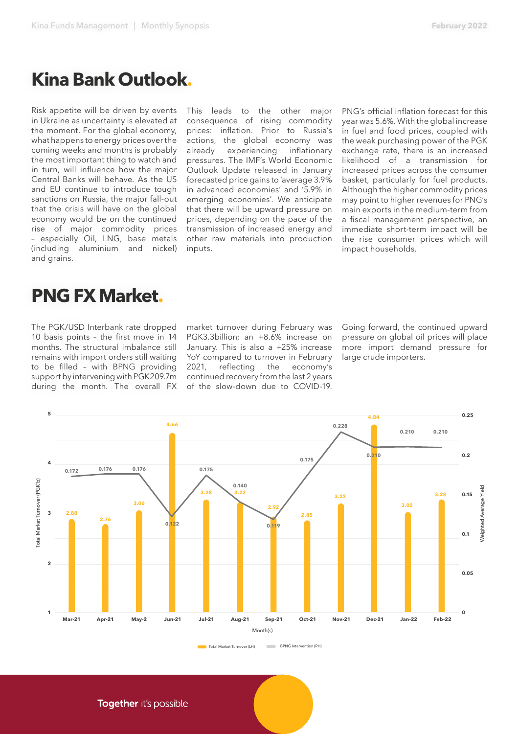# Kina Bank Outlook.

Risk appetite will be driven by events in Ukraine as uncertainty is elevated at the moment. For the global economy, what happens to energy prices over the coming weeks and months is probably the most important thing to watch and in turn, will influence how the major Central Banks will behave. As the US and EU continue to introduce tough sanctions on Russia, the major fall-out that the crisis will have on the global economy would be on the continued rise of major commodity prices – especially Oil, LNG, base metals (including aluminium and nickel) and grains.

This leads to the other major consequence of rising commodity prices: inflation. Prior to Russia's actions, the global economy was already experiencing inflationary pressures. The IMF's World Economic Outlook Update released in January forecasted price gains to 'average 3.9% in advanced economies' and '5.9% in emerging economies'. We anticipate that there will be upward pressure on prices, depending on the pace of the transmission of increased energy and other raw materials into production inputs.

PNG's official inflation forecast for this year was 5.6%. With the global increase in fuel and food prices, coupled with the weak purchasing power of the PGK exchange rate, there is an increased likelihood of a transmission for increased prices across the consumer basket, particularly for fuel products. Although the higher commodity prices may point to higher revenues for PNG's main exports in the medium-term from a fiscal management perspective, an immediate short-term impact will be the rise consumer prices which will impact households.

# PNG FX Market.

The PGK/USD Interbank rate dropped 10 basis points – the first move in 14 months. The structural imbalance still remains with import orders still waiting to be filled – with BPNG providing support by intervening with PGK209.7m during the month. The overall FX market turnover during February was PGK3.3billion; an +8.6% increase on January. This is also a +25% increase YoY compared to turnover in February 2021, reflecting the economy's continued recovery from the last 2 years of the slow-down due to COVID-19.

Going forward, the continued upward pressure on global oil prices will place more import demand pressure for large crude importers.

| Month(s) | Total Market Turnover (LH) (PGK'b) | BPNG Intervention (RH) (Weighted Average Yield) |
|---|---|---|
| Mar-21 | 2.88 | 0.172 |
| Apr-21 | 2.76 | 0.176 |
| May-2 | 3.06 | 0.176 |
| Jun-21 | 4.66 | 0.122 |
| Jul-21 | 3.28 | 0.175 |
| Aug-21 | 3.22 | 0.140 |
| Sep-21 | 2.92 | 0.119 |
| Oct-21 | 2.85 | 0.175 |
| Nov-21 | 3.22 | 0.228 |
| Dec-21 | 4.84 | 0.210 |
| Jan-22 | 3.02 | 0.210 |
| Feb-22 | 3.28 | 0.210 |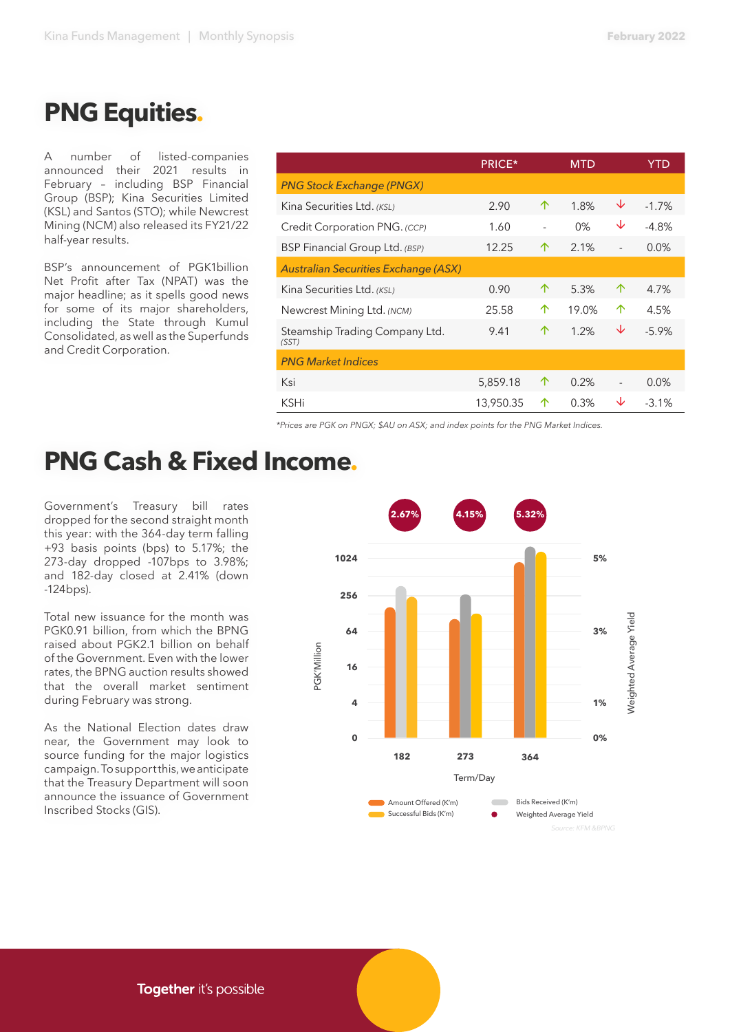# PNG Equities.

A number of listed-companies announced their 2021 results in February – including BSP Financial Group (BSP); Kina Securities Limited (KSL) and Santos (STO); while Newcrest Mining (NCM) also released its FY21/22 half-year results.

BSP's announcement of PGK1billion Net Profit after Tax (NPAT) was the major headline; as it spells good news for some of its major shareholders, including the State through Kumul Consolidated, as well as the Superfunds and Credit Corporation.

| | PRICE* | | MTD | | YTD |
|---|---|---|---|---|---|
| *PNG Stock Exchange (PNGX)* | | | | | |
| Kina Securities Ltd. *(KSL)* | 2.90 | ↑ | 1.8% | ↓ | -1.7% |
| Credit Corporation PNG. *(CCP)* | 1.60 | - | 0% | ↓ | -4.8% |
| BSP Financial Group Ltd. *(BSP)* | 12.25 | ↑ | 2.1% | - | 0.0% |
| *Australian Securities Exchange (ASX)* | | | | | |
| Kina Securities Ltd. *(KSL)* | 0.90 | ↑ | 5.3% | ↑ | 4.7% |
| Newcrest Mining Ltd. *(NCM)* | 25.58 | ↑ | 19.0% | ↑ | 4.5% |
| Steamship Trading Company Ltd. *(SST)* | 9.41 | ↑ | 1.2% | ↓ | -5.9% |
| *PNG Market Indices* | | | | | |
| Ksi | 5,859.18 | ↑ | 0.2% | - | 0.0% |
| KSHi | 13,950.35 | ↑ | 0.3% | ↓ | -3.1% |

*\*Prices are PGK on PNGX; $AU on ASX; and index points for the PNG Market Indices.*

# PNG Cash & Fixed Income.

Government's Treasury bill rates dropped for the second straight month this year: with the 364-day term falling +93 basis points (bps) to 5.17%; the 273-day dropped -107bps to 3.98%; and 182-day closed at 2.41% (down -124bps).

Total new issuance for the month was PGK0.91 billion, from which the BPNG raised about PGK2.1 billion on behalf of the Government. Even with the lower rates, the BPNG auction results showed that the overall market sentiment during February was strong.

As the National Election dates draw near, the Government may look to source funding for the major logistics campaign. To support this, we anticipate that the Treasury Department will soon announce the issuance of Government Inscribed Stocks (GIS).

| Term/Day | 182 | 273 | 364 |
|---|---|---|---|
| Weighted Average Yield | 2.67% | 4.15% | 5.32% |

Legend: Amount Offered (K'm); Bids Received (K'm); Successful Bids (K'm); Weighted Average Yield

Source: KFM &BPNG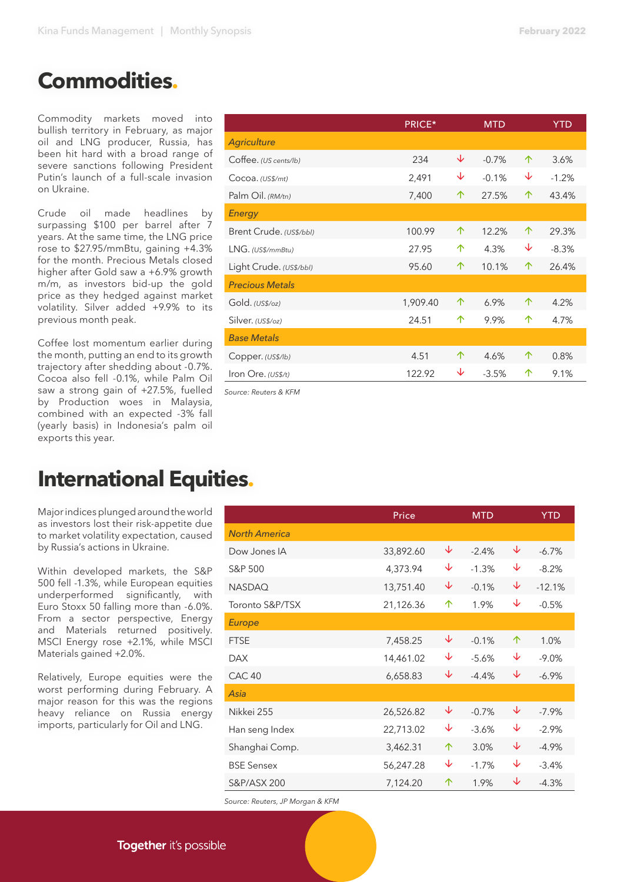# Commodities.

Commodity markets moved into bullish territory in February, as major oil and LNG producer, Russia, has been hit hard with a broad range of severe sanctions following President Putin's launch of a full-scale invasion on Ukraine.

Crude oil made headlines by surpassing $100 per barrel after 7 years. At the same time, the LNG price rose to $27.95/mmBtu, gaining +4.3% for the month. Precious Metals closed higher after Gold saw a +6.9% growth m/m, as investors bid-up the gold price as they hedged against market volatility. Silver added +9.9% to its previous month peak.

Coffee lost momentum earlier during the month, putting an end to its growth trajectory after shedding about -0.7%. Cocoa also fell -0.1%, while Palm Oil saw a strong gain of +27.5%, fuelled by Production woes in Malaysia, combined with an expected -3% fall (yearly basis) in Indonesia's palm oil exports this year.

| | PRICE* | | MTD | | YTD |
|---|---|---|---|---|---|
| *Agriculture* | | | | | |
| Coffee. *(US cents/lb)* | 234 | ↓ | -0.7% | ↑ | 3.6% |
| Cocoa. *(US$/mt)* | 2,491 | ↓ | -0.1% | ↓ | -1.2% |
| Palm Oil. *(RM/tn)* | 7,400 | ↑ | 27.5% | ↑ | 43.4% |
| *Energy* | | | | | |
| Brent Crude. *(US$/bbl)* | 100.99 | ↑ | 12.2% | ↑ | 29.3% |
| LNG. *(US$/mmBtu)* | 27.95 | ↑ | 4.3% | ↓ | -8.3% |
| Light Crude. *(US$/bbl)* | 95.60 | ↑ | 10.1% | ↑ | 26.4% |
| *Precious Metals* | | | | | |
| Gold. *(US$/oz)* | 1,909.40 | ↑ | 6.9% | ↑ | 4.2% |
| Silver. *(US$/oz)* | 24.51 | ↑ | 9.9% | ↑ | 4.7% |
| *Base Metals* | | | | | |
| Copper. *(US$/lb)* | 4.51 | ↑ | 4.6% | ↑ | 0.8% |
| Iron Ore. *(US$/t)* | 122.92 | ↓ | -3.5% | ↑ | 9.1% |

*Source: Reuters & KFM*

# International Equities.

Major indices plunged around the world as investors lost their risk-appetite due to market volatility expectation, caused by Russia's actions in Ukraine.

Within developed markets, the S&P 500 fell -1.3%, while European equities underperformed significantly, with Euro Stoxx 50 falling more than -6.0%. From a sector perspective, Energy and Materials returned positively. MSCI Energy rose +2.1%, while MSCI Materials gained +2.0%.

Relatively, Europe equities were the worst performing during February. A major reason for this was the regions heavy reliance on Russia energy imports, particularly for Oil and LNG.

| | Price | | MTD | | YTD |
|---|---|---|---|---|---|
| *North America* | | | | | |
| Dow Jones IA | 33,892.60 | ↓ | -2.4% | ↓ | -6.7% |
| S&P 500 | 4,373.94 | ↓ | -1.3% | ↓ | -8.2% |
| NASDAQ | 13,751.40 | ↓ | -0.1% | ↓ | -12.1% |
| Toronto S&P/TSX | 21,126.36 | ↑ | 1.9% | ↓ | -0.5% |
| *Europe* | | | | | |
| FTSE | 7,458.25 | ↓ | -0.1% | ↑ | 1.0% |
| DAX | 14,461.02 | ↓ | -5.6% | ↓ | -9.0% |
| CAC 40 | 6,658.83 | ↓ | -4.4% | ↓ | -6.9% |
| *Asia* | | | | | |
| Nikkei 255 | 26,526.82 | ↓ | -0.7% | ↓ | -7.9% |
| Han seng Index | 22,713.02 | ↓ | -3.6% | ↓ | -2.9% |
| Shanghai Comp. | 3,462.31 | ↑ | 3.0% | ↓ | -4.9% |
| BSE Sensex | 56,247.28 | ↓ | -1.7% | ↓ | -3.4% |
| S&P/ASX 200 | 7,124.20 | ↑ | 1.9% | ↓ | -4.3% |

*Source: Reuters, JP Morgan & KFM*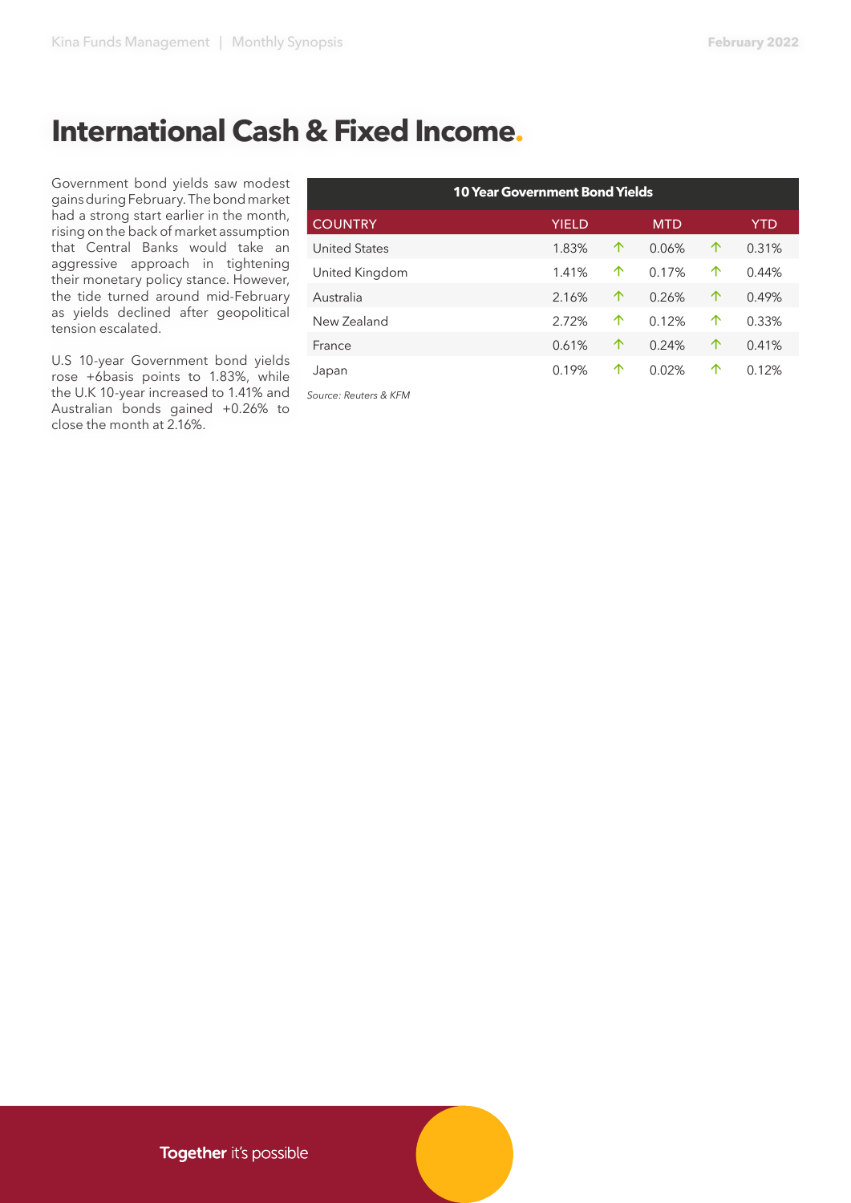# International Cash & Fixed Income.

Government bond yields saw modest gains during February. The bond market had a strong start earlier in the month, rising on the back of market assumption that Central Banks would take an aggressive approach in tightening their monetary policy stance. However, the tide turned around mid-February as yields declined after geopolitical tension escalated.

U.S 10-year Government bond yields rose +6basis points to 1.83%, while the U.K 10-year increased to 1.41% and Australian bonds gained +0.26% to close the month at 2.16%.

**10 Year Government Bond Yields**

| COUNTRY | YIELD | | MTD | | YTD |
|---|---|---|---|---|---|
| United States | 1.83% | ↑ | 0.06% | ↑ | 0.31% |
| United Kingdom | 1.41% | ↑ | 0.17% | ↑ | 0.44% |
| Australia | 2.16% | ↑ | 0.26% | ↑ | 0.49% |
| New Zealand | 2.72% | ↑ | 0.12% | ↑ | 0.33% |
| France | 0.61% | ↑ | 0.24% | ↑ | 0.41% |
| Japan | 0.19% | ↑ | 0.02% | ↑ | 0.12% |

*Source: Reuters & KFM*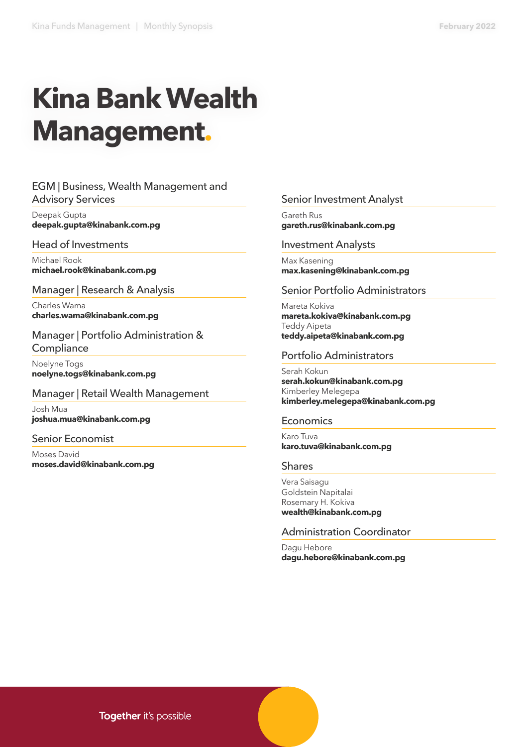# Kina Bank Wealth Management.

### EGM | Business, Wealth Management and Advisory Services

Deepak Gupta
**deepak.gupta@kinabank.com.pg**

### Head of Investments

Michael Rook
**michael.rook@kinabank.com.pg**

### Manager | Research & Analysis

Charles Wama
**charles.wama@kinabank.com.pg**

### Manager | Portfolio Administration & Compliance

Noelyne Togs
**noelyne.togs@kinabank.com.pg**

### Manager | Retail Wealth Management

Josh Mua
**joshua.mua@kinabank.com.pg**

### Senior Economist

Moses David
**moses.david@kinabank.com.pg**

### Senior Investment Analyst

Gareth Rus
**gareth.rus@kinabank.com.pg**

### Investment Analysts

Max Kasening
**max.kasening@kinabank.com.pg**

### Senior Portfolio Administrators

Mareta Kokiva
**mareta.kokiva@kinabank.com.pg**
Teddy Aipeta
**teddy.aipeta@kinabank.com.pg**

### Portfolio Administrators

Serah Kokun
**serah.kokun@kinabank.com.pg**
Kimberley Melegepa
**kimberley.melegepa@kinabank.com.pg**

### Economics

Karo Tuva
**karo.tuva@kinabank.com.pg**

### Shares

Vera Saisagu
Goldstein Napitalai
Rosemary H. Kokiva
**wealth@kinabank.com.pg**

### Administration Coordinator

Dagu Hebore
**dagu.hebore@kinabank.com.pg**

**Together** it's possible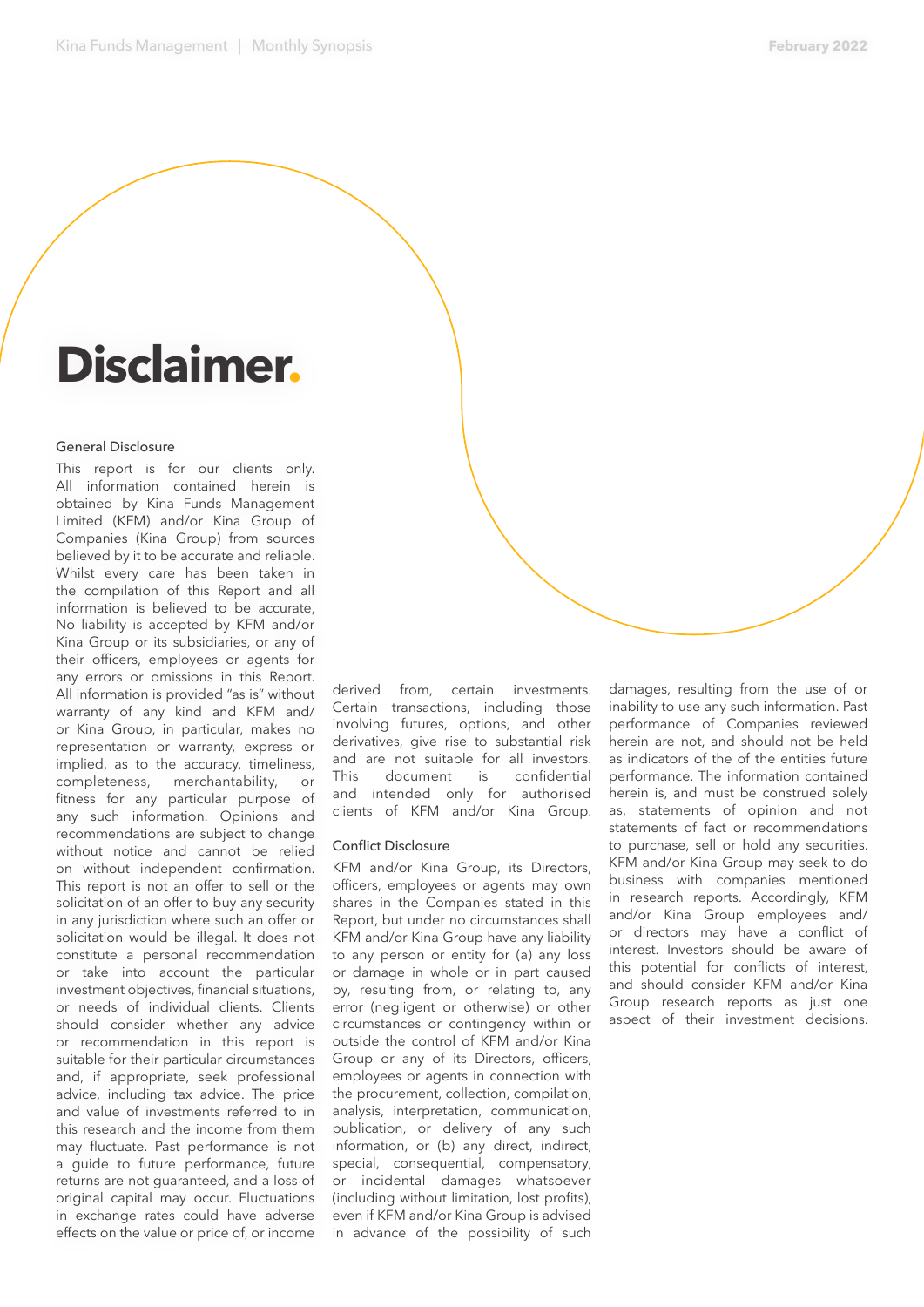# Disclaimer.

## General Disclosure

This report is for our clients only. All information contained herein is obtained by Kina Funds Management Limited (KFM) and/or Kina Group of Companies (Kina Group) from sources believed by it to be accurate and reliable. Whilst every care has been taken in the compilation of this Report and all information is believed to be accurate, No liability is accepted by KFM and/or Kina Group or its subsidiaries, or any of their officers, employees or agents for any errors or omissions in this Report. All information is provided "as is" without warranty of any kind and KFM and/or Kina Group, in particular, makes no representation or warranty, express or implied, as to the accuracy, timeliness, completeness, merchantability, or fitness for any particular purpose of any such information. Opinions and recommendations are subject to change without notice and cannot be relied on without independent confirmation. This report is not an offer to sell or the solicitation of an offer to buy any security in any jurisdiction where such an offer or solicitation would be illegal. It does not constitute a personal recommendation or take into account the particular investment objectives, financial situations, or needs of individual clients. Clients should consider whether any advice or recommendation in this report is suitable for their particular circumstances and, if appropriate, seek professional advice, including tax advice. The price and value of investments referred to in this research and the income from them may fluctuate. Past performance is not a guide to future performance, future returns are not guaranteed, and a loss of original capital may occur. Fluctuations in exchange rates could have adverse effects on the value or price of, or income derived from, certain investments. Certain transactions, including those involving futures, options, and other derivatives, give rise to substantial risk and are not suitable for all investors. This document is confidential and intended only for authorised clients of KFM and/or Kina Group.

## Conflict Disclosure

KFM and/or Kina Group, its Directors, officers, employees or agents may own shares in the Companies stated in this Report, but under no circumstances shall KFM and/or Kina Group have any liability to any person or entity for (a) any loss or damage in whole or in part caused by, resulting from, or relating to, any error (negligent or otherwise) or other circumstances or contingency within or outside the control of KFM and/or Kina Group or any of its Directors, officers, employees or agents in connection with the procurement, collection, compilation, analysis, interpretation, communication, publication, or delivery of any such information, or (b) any direct, indirect, special, consequential, compensatory, or incidental damages whatsoever (including without limitation, lost profits), even if KFM and/or Kina Group is advised in advance of the possibility of such damages, resulting from the use of or inability to use any such information. Past performance of Companies reviewed herein are not, and should not be held as indicators of the of the entities future performance. The information contained herein is, and must be construed solely as, statements of opinion and not statements of fact or recommendations to purchase, sell or hold any securities. KFM and/or Kina Group may seek to do business with companies mentioned in research reports. Accordingly, KFM and/or Kina Group employees and/or directors may have a conflict of interest. Investors should be aware of this potential for conflicts of interest, and should consider KFM and/or Kina Group research reports as just one aspect of their investment decisions.